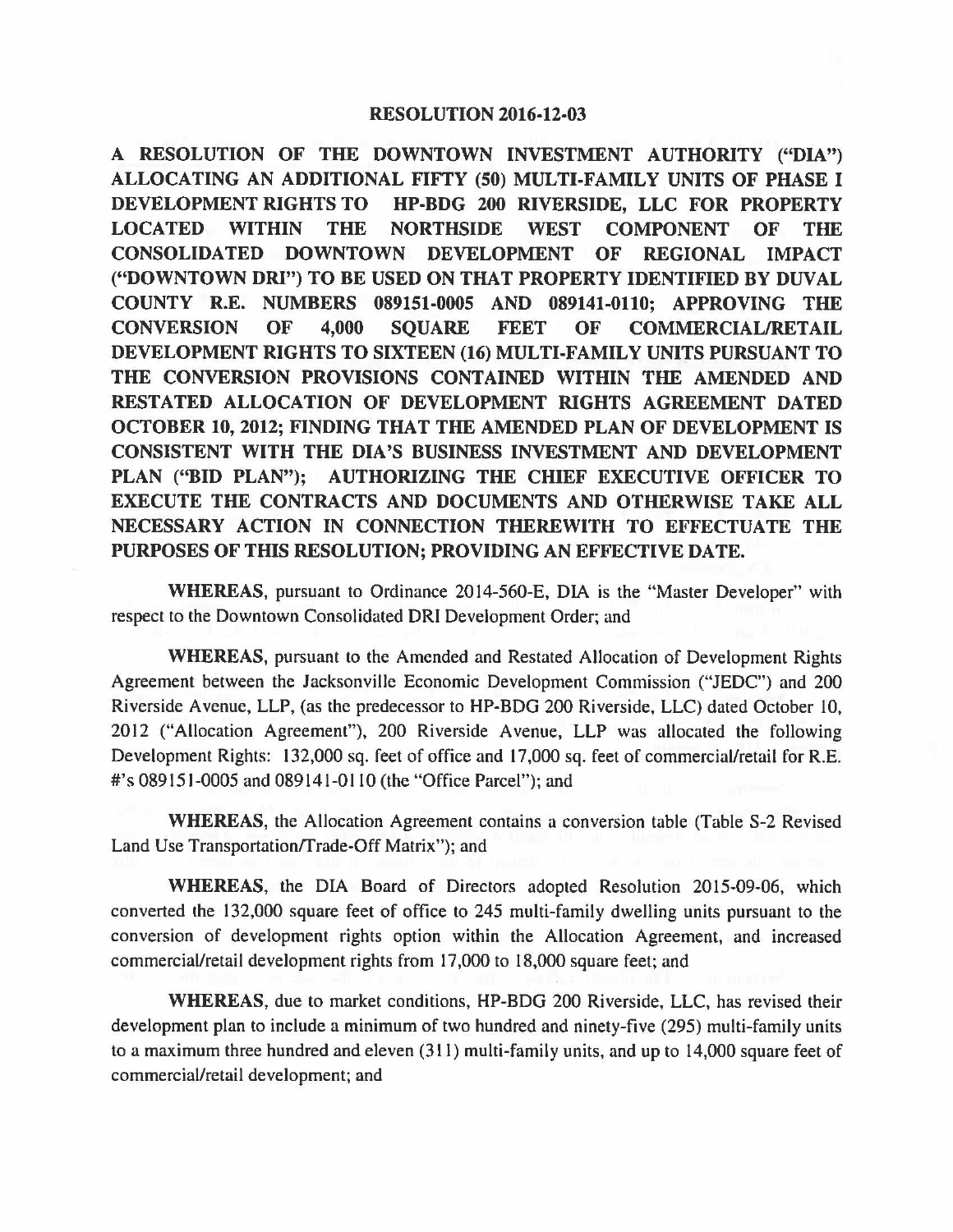# RESOLUTION 2016-12-03

**A RESOLUTION OF THE DOWNTOWN INVESTMENT AUTHORITY ("DIA") ALLOCATING AN ADDITIONAL FIFTY (50) MULTI-FAMILY UNITS OF PHASE I DEVELOPMENT RIGHTS TO HP-BDG 200 RIVERSIDE, LLC FOR PROPERTY LOCATED WITHIN THE NORTHSIDE WEST COMPONENT OF THE CONSOLIDATED DOWNTOWN DEVELOPMENT OF REGIONAL IMPACT ("DOWNTOWN DRI") TO BE USED ON THAT PROPERTY IDENTIFIED BY DUVAL COUNTY R.E. NUMBERS 089151-0005 AND 089141-0110; APPROVING THE CONVERSION OF 4,000 SQUARE FEET OF COMMERCIAL/RETAIL DEVELOPMENT RIGHTS TO SIXTEEN (16) MULTI-FAMILY UNITS PURSUANT TO THE CONVERSION PROVISIONS CONTAINED WITHIN THE AMENDED AND RESTATED ALLOCATION OF DEVELOPMENT RIGHTS AGREEMENT DATED OCTOBER 10, 2012; FINDING THAT THE AMENDED PLAN OF DEVELOPMENT IS CONSISTENT WITH THE DIA'S BUSINESS INVESTMENT AND DEVELOPMENT PLAN ("BID PLAN"); AUTHORIZING THE CHIEF EXECUTIVE OFFICER TO EXECUTE THE CONTRACTS AND DOCUMENTS AND OTHERWISE TAKE ALL NECESSARY ACTION IN CONNECTION THEREWITH TO EFFECTUATE THE PURPOSES OF THIS RESOLUTION; PROVIDING AN EFFECTIVE DATE.**

**WHEREAS**, pursuant to Ordinance 2014-560-E, DIA is the "Master Developer" with respect to the Downtown Consolidated DRI Development Order; and

**WHEREAS**, pursuant to the Amended and Restated Allocation of Development Rights Agreement between the Jacksonville Economic Development Commission ("JEDC") and 200 Riverside Avenue, LLP, (as the predecessor to HP-BDG 200 Riverside, LLC) dated October 10, 2012 ("Allocation Agreement"), 200 Riverside Avenue, LLP was allocated the following Development Rights: 132,000 sq. feet of office and 17,000 sq. feet of commercial/retail for R.E. #'s 089151-0005 and 089141-0110 (the "Office Parcel"); and

**WHEREAS**, the Allocation Agreement contains a conversion table (Table S-2 Revised Land Use Transportation/Trade-Off Matrix"); and

**WHEREAS**, the DIA Board of Directors adopted Resolution 2015-09-06, which converted the 132,000 square feet of office to 245 multi-family dwelling units pursuant to the conversion of development rights option within the Allocation Agreement, and increased commercial/retail development rights from 17,000 to 18,000 square feet; and

**WHEREAS**, due to market conditions, HP-BDG 200 Riverside, LLC, has revised their development plan to include a minimum of two hundred and ninety-five (295) multi-family units to a maximum three hundred and eleven (311) multi-family units, and up to 14,000 square feet of commercial/retail development; and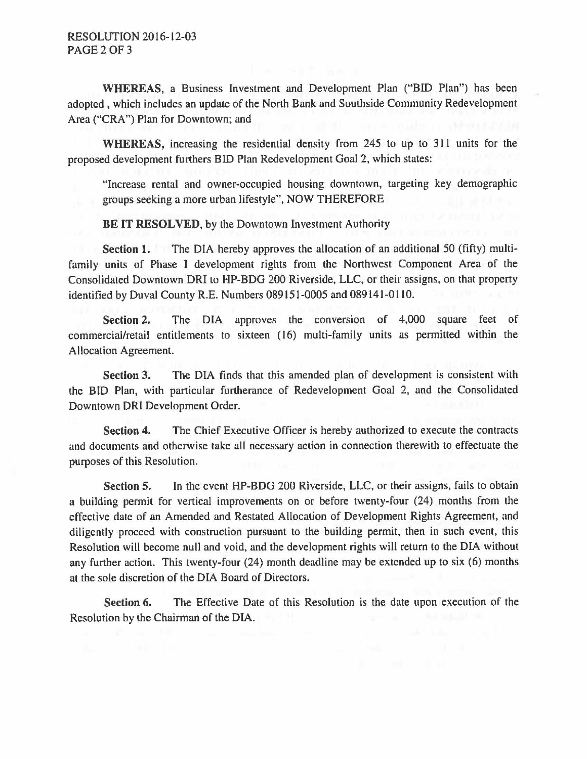**WHEREAS**, a Business Investment and Development Plan ("BID Plan") has been adopted , which includes an update of the North Bank and Southside Community Redevelopment Area ("CRA") Plan for Downtown; and

**WHEREAS,** increasing the residential density from 245 to up to 311 units for the proposed development furthers BID Plan Redevelopment Goal 2, which states:

> "Increase rental and owner-occupied housing downtown, targeting key demographic groups seeking a more urban lifestyle", NOW THEREFORE

**BE IT RESOLVED**, by the Downtown Investment Authority

**Section 1.** The DIA hereby approves the allocation of an additional 50 (fifty) multi-family units of Phase I development rights from the Northwest Component Area of the Consolidated Downtown DRI to HP-BDG 200 Riverside, LLC, or their assigns, on that property identified by Duval County R.E. Numbers 089151-0005 and 089141-0110.

**Section 2.** The DIA approves the conversion of 4,000 square feet of commercial/retail entitlements to sixteen (16) multi-family units as permitted within the Allocation Agreement.

**Section 3.** The DIA finds that this amended plan of development is consistent with the BID Plan, with particular furtherance of Redevelopment Goal 2, and the Consolidated Downtown DRI Development Order.

**Section 4.** The Chief Executive Officer is hereby authorized to execute the contracts and documents and otherwise take all necessary action in connection therewith to effectuate the purposes of this Resolution.

**Section 5.** In the event HP-BDG 200 Riverside, LLC, or their assigns, fails to obtain a building permit for vertical improvements on or before twenty-four (24) months from the effective date of an Amended and Restated Allocation of Development Rights Agreement, and diligently proceed with construction pursuant to the building permit, then in such event, this Resolution will become null and void, and the development rights will return to the DIA without any further action. This twenty-four (24) month deadline may be extended up to six (6) months at the sole discretion of the DIA Board of Directors.

**Section 6.** The Effective Date of this Resolution is the date upon execution of the Resolution by the Chairman of the DIA.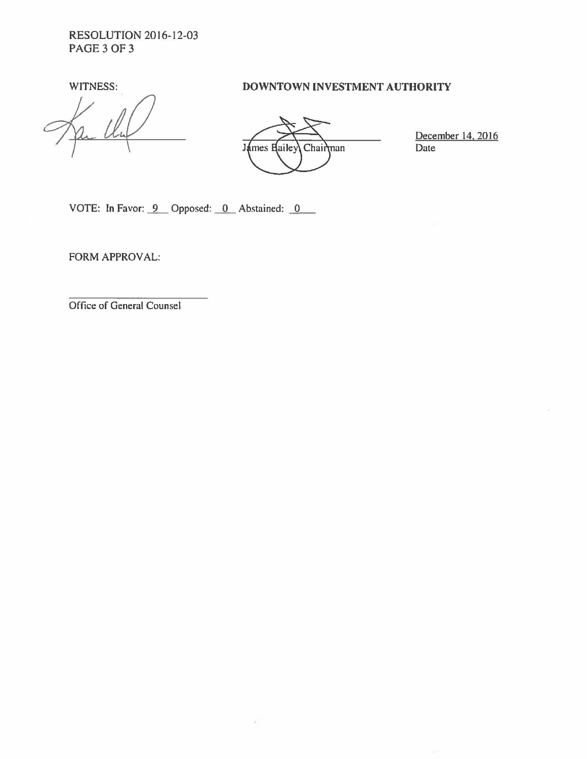RESOLUTION 2016-12-03
PAGE 3 OF 3

WITNESS:

______________________

**DOWNTOWN INVESTMENT AUTHORITY**

______________________
James Bailey, Chairman

December 14, 2016
Date

VOTE: In Favor: 9 Opposed: 0 Abstained: 0

FORM APPROVAL:

______________________
Office of General Counsel